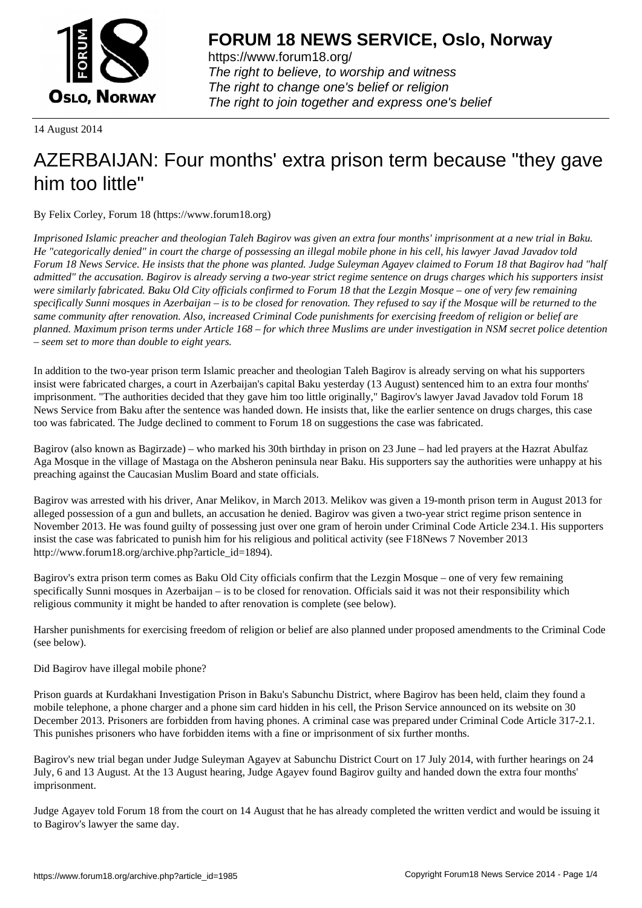# FORUM 18 NEWS SERVICE, Oslo, Norway

https://www.forum18.org/
*The right to believe, to worship and witness*
*The right to change one's belief or religion*
*The right to join together and express one's belief*

14 August 2014

# AZERBAIJAN: Four months' extra prison term because "they gave him too little"

By Felix Corley, Forum 18 (https://www.forum18.org)

*Imprisoned Islamic preacher and theologian Taleh Bagirov was given an extra four months' imprisonment at a new trial in Baku. He "categorically denied" in court the charge of possessing an illegal mobile phone in his cell, his lawyer Javad Javadov told Forum 18 News Service. He insists that the phone was planted. Judge Suleyman Agayev claimed to Forum 18 that Bagirov had "half admitted" the accusation. Bagirov is already serving a two-year strict regime sentence on drugs charges which his supporters insist were similarly fabricated. Baku Old City officials confirmed to Forum 18 that the Lezgin Mosque – one of very few remaining specifically Sunni mosques in Azerbaijan – is to be closed for renovation. They refused to say if the Mosque will be returned to the same community after renovation. Also, increased Criminal Code punishments for exercising freedom of religion or belief are planned. Maximum prison terms under Article 168 – for which three Muslims are under investigation in NSM secret police detention – seem set to more than double to eight years.*

In addition to the two-year prison term Islamic preacher and theologian Taleh Bagirov is already serving on what his supporters insist were fabricated charges, a court in Azerbaijan's capital Baku yesterday (13 August) sentenced him to an extra four months' imprisonment. "The authorities decided that they gave him too little originally," Bagirov's lawyer Javad Javadov told Forum 18 News Service from Baku after the sentence was handed down. He insists that, like the earlier sentence on drugs charges, this case too was fabricated. The Judge declined to comment to Forum 18 on suggestions the case was fabricated.

Bagirov (also known as Bagirzade) – who marked his 30th birthday in prison on 23 June – had led prayers at the Hazrat Abulfaz Aga Mosque in the village of Mastaga on the Absheron peninsula near Baku. His supporters say the authorities were unhappy at his preaching against the Caucasian Muslim Board and state officials.

Bagirov was arrested with his driver, Anar Melikov, in March 2013. Melikov was given a 19-month prison term in August 2013 for alleged possession of a gun and bullets, an accusation he denied. Bagirov was given a two-year strict regime prison sentence in November 2013. He was found guilty of possessing just over one gram of heroin under Criminal Code Article 234.1. His supporters insist the case was fabricated to punish him for his religious and political activity (see F18News 7 November 2013 http://www.forum18.org/archive.php?article_id=1894).

Bagirov's extra prison term comes as Baku Old City officials confirm that the Lezgin Mosque – one of very few remaining specifically Sunni mosques in Azerbaijan – is to be closed for renovation. Officials said it was not their responsibility which religious community it might be handed to after renovation is complete (see below).

Harsher punishments for exercising freedom of religion or belief are also planned under proposed amendments to the Criminal Code (see below).

Did Bagirov have illegal mobile phone?

Prison guards at Kurdakhani Investigation Prison in Baku's Sabunchu District, where Bagirov has been held, claim they found a mobile telephone, a phone charger and a phone sim card hidden in his cell, the Prison Service announced on its website on 30 December 2013. Prisoners are forbidden from having phones. A criminal case was prepared under Criminal Code Article 317-2.1. This punishes prisoners who have forbidden items with a fine or imprisonment of six further months.

Bagirov's new trial began under Judge Suleyman Agayev at Sabunchu District Court on 17 July 2014, with further hearings on 24 July, 6 and 13 August. At the 13 August hearing, Judge Agayev found Bagirov guilty and handed down the extra four months' imprisonment.

Judge Agayev told Forum 18 from the court on 14 August that he has already completed the written verdict and would be issuing it to Bagirov's lawyer the same day.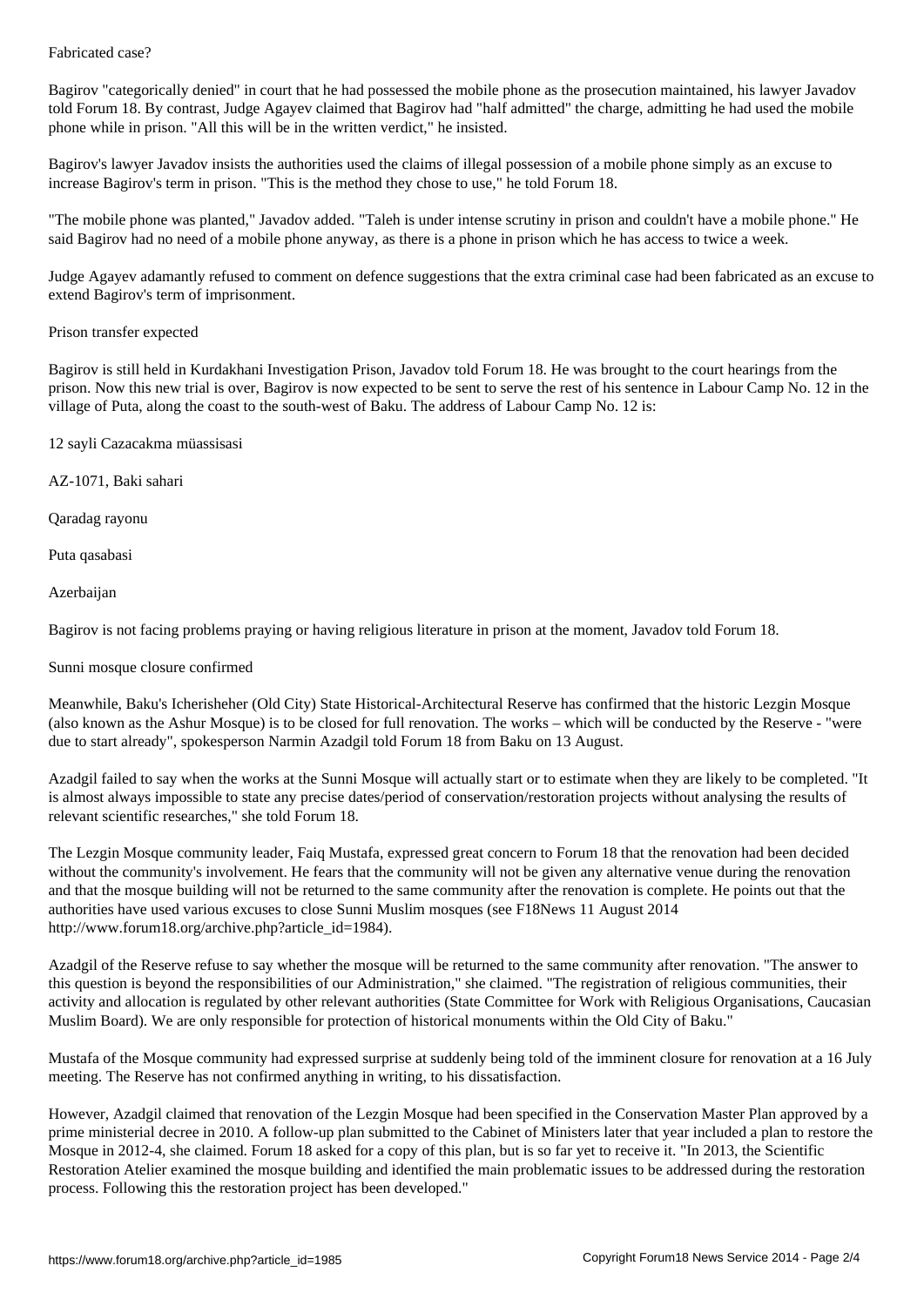## Fabricated case?

Bagirov "categorically denied" in court that he had possessed the mobile phone as the prosecution maintained, his lawyer Javadov told Forum 18. By contrast, Judge Agayev claimed that Bagirov had "half admitted" the charge, admitting he had used the mobile phone while in prison. "All this will be in the written verdict," he insisted.

Bagirov's lawyer Javadov insists the authorities used the claims of illegal possession of a mobile phone simply as an excuse to increase Bagirov's term in prison. "This is the method they chose to use," he told Forum 18.

"The mobile phone was planted," Javadov added. "Taleh is under intense scrutiny in prison and couldn't have a mobile phone." He said Bagirov had no need of a mobile phone anyway, as there is a phone in prison which he has access to twice a week.

Judge Agayev adamantly refused to comment on defence suggestions that the extra criminal case had been fabricated as an excuse to extend Bagirov's term of imprisonment.

## Prison transfer expected

Bagirov is still held in Kurdakhani Investigation Prison, Javadov told Forum 18. He was brought to the court hearings from the prison. Now this new trial is over, Bagirov is now expected to be sent to serve the rest of his sentence in Labour Camp No. 12 in the village of Puta, along the coast to the south-west of Baku. The address of Labour Camp No. 12 is:

12 sayli Cazacakma müassisasi

AZ-1071, Baki sahari

Qaradag rayonu

Puta qasabasi

Azerbaijan

Bagirov is not facing problems praying or having religious literature in prison at the moment, Javadov told Forum 18.

## Sunni mosque closure confirmed

Meanwhile, Baku's Icherisheher (Old City) State Historical-Architectural Reserve has confirmed that the historic Lezgin Mosque (also known as the Ashur Mosque) is to be closed for full renovation. The works – which will be conducted by the Reserve - "were due to start already", spokesperson Narmin Azadgil told Forum 18 from Baku on 13 August.

Azadgil failed to say when the works at the Sunni Mosque will actually start or to estimate when they are likely to be completed. "It is almost always impossible to state any precise dates/period of conservation/restoration projects without analysing the results of relevant scientific researches," she told Forum 18.

The Lezgin Mosque community leader, Faiq Mustafa, expressed great concern to Forum 18 that the renovation had been decided without the community's involvement. He fears that the community will not be given any alternative venue during the renovation and that the mosque building will not be returned to the same community after the renovation is complete. He points out that the authorities have used various excuses to close Sunni Muslim mosques (see F18News 11 August 2014 http://www.forum18.org/archive.php?article_id=1984).

Azadgil of the Reserve refuse to say whether the mosque will be returned to the same community after renovation. "The answer to this question is beyond the responsibilities of our Administration," she claimed. "The registration of religious communities, their activity and allocation is regulated by other relevant authorities (State Committee for Work with Religious Organisations, Caucasian Muslim Board). We are only responsible for protection of historical monuments within the Old City of Baku."

Mustafa of the Mosque community had expressed surprise at suddenly being told of the imminent closure for renovation at a 16 July meeting. The Reserve has not confirmed anything in writing, to his dissatisfaction.

However, Azadgil claimed that renovation of the Lezgin Mosque had been specified in the Conservation Master Plan approved by a prime ministerial decree in 2010. A follow-up plan submitted to the Cabinet of Ministers later that year included a plan to restore the Mosque in 2012-4, she claimed. Forum 18 asked for a copy of this plan, but is so far yet to receive it. "In 2013, the Scientific Restoration Atelier examined the mosque building and identified the main problematic issues to be addressed during the restoration process. Following this the restoration project has been developed."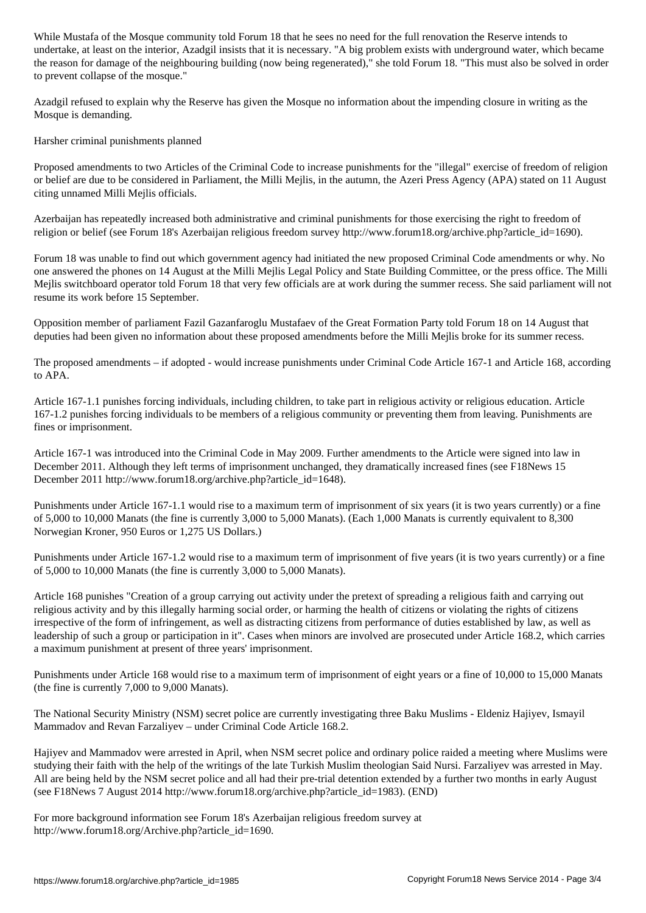While Mustafa of the Mosque community told Forum 18 that he sees no need for the full renovation the Reserve intends to undertake, at least on the interior, Azadgil insists that it is necessary. "A big problem exists with underground water, which became the reason for damage of the neighbouring building (now being regenerated)," she told Forum 18. "This must also be solved in order to prevent collapse of the mosque."

Azadgil refused to explain why the Reserve has given the Mosque no information about the impending closure in writing as the Mosque is demanding.

## Harsher criminal punishments planned

Proposed amendments to two Articles of the Criminal Code to increase punishments for the "illegal" exercise of freedom of religion or belief are due to be considered in Parliament, the Milli Mejlis, in the autumn, the Azeri Press Agency (APA) stated on 11 August citing unnamed Milli Mejlis officials.

Azerbaijan has repeatedly increased both administrative and criminal punishments for those exercising the right to freedom of religion or belief (see Forum 18's Azerbaijan religious freedom survey http://www.forum18.org/archive.php?article_id=1690).

Forum 18 was unable to find out which government agency had initiated the new proposed Criminal Code amendments or why. No one answered the phones on 14 August at the Milli Mejlis Legal Policy and State Building Committee, or the press office. The Milli Mejlis switchboard operator told Forum 18 that very few officials are at work during the summer recess. She said parliament will not resume its work before 15 September.

Opposition member of parliament Fazil Gazanfaroglu Mustafaev of the Great Formation Party told Forum 18 on 14 August that deputies had been given no information about these proposed amendments before the Milli Mejlis broke for its summer recess.

The proposed amendments – if adopted - would increase punishments under Criminal Code Article 167-1 and Article 168, according to APA.

Article 167-1.1 punishes forcing individuals, including children, to take part in religious activity or religious education. Article 167-1.2 punishes forcing individuals to be members of a religious community or preventing them from leaving. Punishments are fines or imprisonment.

Article 167-1 was introduced into the Criminal Code in May 2009. Further amendments to the Article were signed into law in December 2011. Although they left terms of imprisonment unchanged, they dramatically increased fines (see F18News 15 December 2011 http://www.forum18.org/archive.php?article_id=1648).

Punishments under Article 167-1.1 would rise to a maximum term of imprisonment of six years (it is two years currently) or a fine of 5,000 to 10,000 Manats (the fine is currently 3,000 to 5,000 Manats). (Each 1,000 Manats is currently equivalent to 8,300 Norwegian Kroner, 950 Euros or 1,275 US Dollars.)

Punishments under Article 167-1.2 would rise to a maximum term of imprisonment of five years (it is two years currently) or a fine of 5,000 to 10,000 Manats (the fine is currently 3,000 to 5,000 Manats).

Article 168 punishes "Creation of a group carrying out activity under the pretext of spreading a religious faith and carrying out religious activity and by this illegally harming social order, or harming the health of citizens or violating the rights of citizens irrespective of the form of infringement, as well as distracting citizens from performance of duties established by law, as well as leadership of such a group or participation in it". Cases when minors are involved are prosecuted under Article 168.2, which carries a maximum punishment at present of three years' imprisonment.

Punishments under Article 168 would rise to a maximum term of imprisonment of eight years or a fine of 10,000 to 15,000 Manats (the fine is currently 7,000 to 9,000 Manats).

The National Security Ministry (NSM) secret police are currently investigating three Baku Muslims - Eldeniz Hajiyev, Ismayil Mammadov and Revan Farzaliyev – under Criminal Code Article 168.2.

Hajiyev and Mammadov were arrested in April, when NSM secret police and ordinary police raided a meeting where Muslims were studying their faith with the help of the writings of the late Turkish Muslim theologian Said Nursi. Farzaliyev was arrested in May. All are being held by the NSM secret police and all had their pre-trial detention extended by a further two months in early August (see F18News 7 August 2014 http://www.forum18.org/archive.php?article_id=1983). (END)

For more background information see Forum 18's Azerbaijan religious freedom survey at http://www.forum18.org/Archive.php?article_id=1690.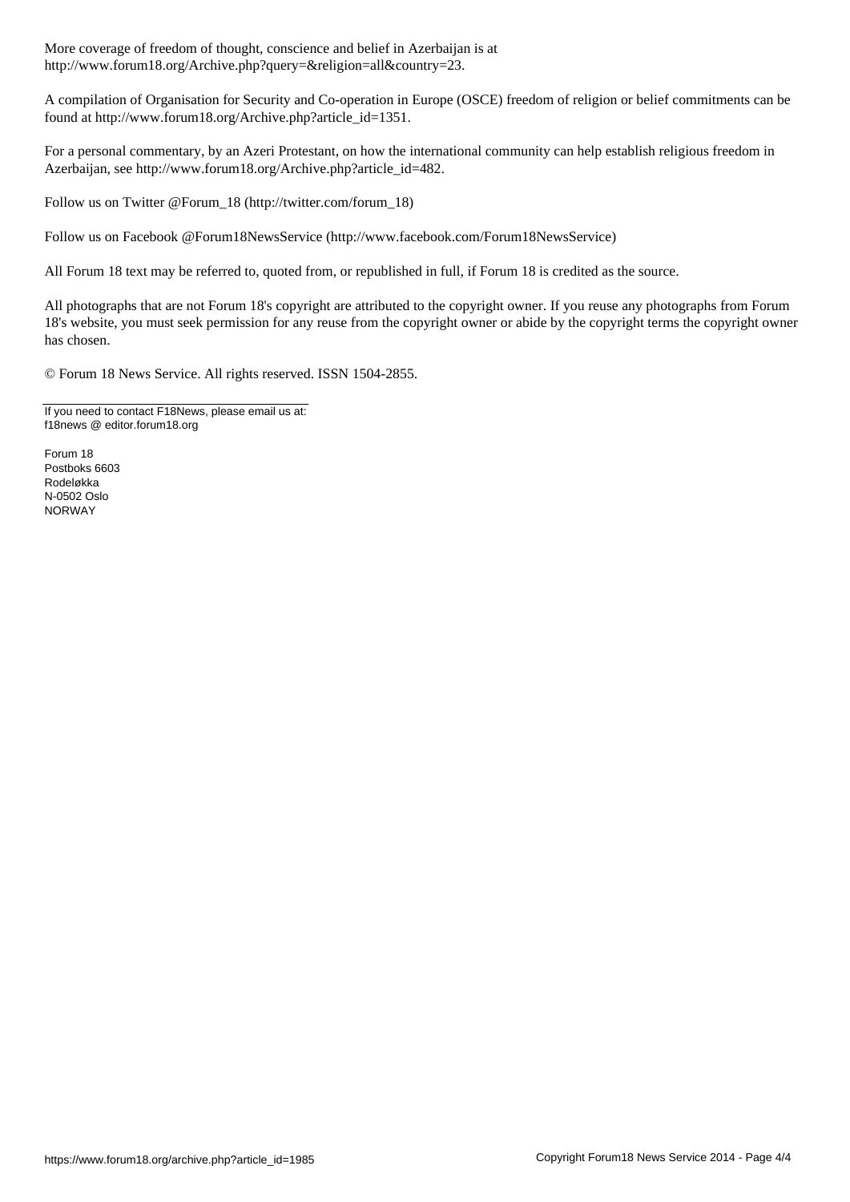More coverage of freedom of thought, conscience and belief in Azerbaijan is at http://www.forum18.org/Archive.php?query=&religion=all&country=23.

A compilation of Organisation for Security and Co-operation in Europe (OSCE) freedom of religion or belief commitments can be found at http://www.forum18.org/Archive.php?article_id=1351.

For a personal commentary, by an Azeri Protestant, on how the international community can help establish religious freedom in Azerbaijan, see http://www.forum18.org/Archive.php?article_id=482.

Follow us on Twitter @Forum_18 (http://twitter.com/forum_18)

Follow us on Facebook @Forum18NewsService (http://www.facebook.com/Forum18NewsService)

All Forum 18 text may be referred to, quoted from, or republished in full, if Forum 18 is credited as the source.

All photographs that are not Forum 18's copyright are attributed to the copyright owner. If you reuse any photographs from Forum 18's website, you must seek permission for any reuse from the copyright owner or abide by the copyright terms the copyright owner has chosen.

© Forum 18 News Service. All rights reserved. ISSN 1504-2855.

---

If you need to contact F18News, please email us at:
f18news @ editor.forum18.org

Forum 18
Postboks 6603
Rodeløkka
N-0502 Oslo
NORWAY